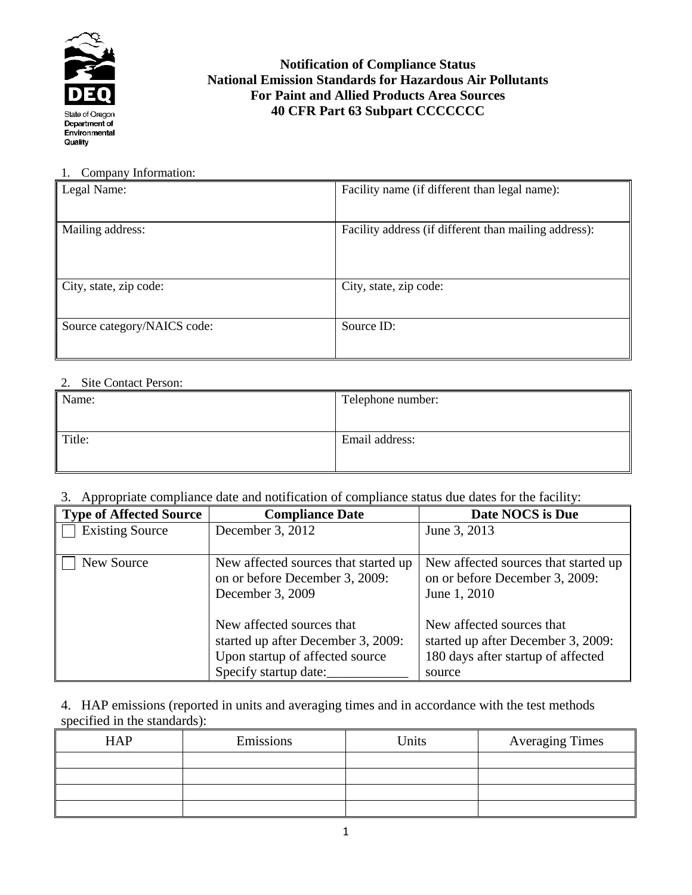State of Oregon
Department of Environmental Quality

# Notification of Compliance Status
## National Emission Standards for Hazardous Air Pollutants
## For Paint and Allied Products Area Sources
## 40 CFR Part 63 Subpart CCCCCCC

1. Company Information:

| Legal Name: | Facility name (if different than legal name): |
|---|---|
| Mailing address: | Facility address (if different than mailing address): |
| City, state, zip code: | City, state, zip code: |
| Source category/NAICS code: | Source ID: |

2. Site Contact Person:

| Name: | Telephone number: |
|---|---|
| Title: | Email address: |

3. Appropriate compliance date and notification of compliance status due dates for the facility:

| Type of Affected Source | Compliance Date | Date NOCS is Due |
|---|---|---|
| ☐ Existing Source | December 3, 2012 | June 3, 2013 |
| ☐ New Source | New affected sources that started up on or before December 3, 2009: December 3, 2009<br><br>New affected sources that started up after December 3, 2009: Upon startup of affected source Specify startup date:____________ | New affected sources that started up on or before December 3, 2009: June 1, 2010<br><br>New affected sources that started up after December 3, 2009: 180 days after startup of affected source |

4. HAP emissions (reported in units and averaging times and in accordance with the test methods specified in the standards):

| HAP | Emissions | Units | Averaging Times |
|---|---|---|---|
| | | | |
| | | | |
| | | | |
| | | | |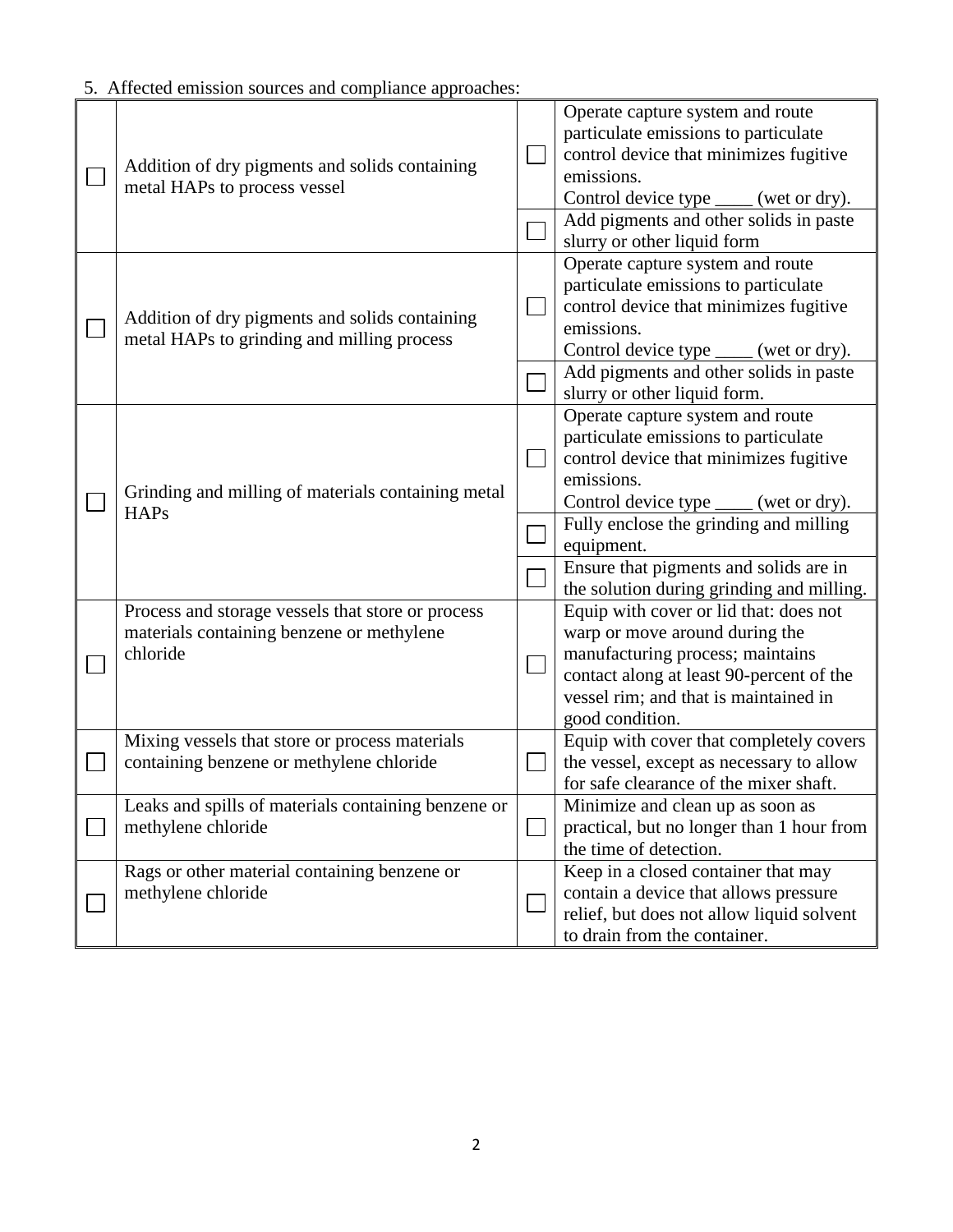5. Affected emission sources and compliance approaches:

| | Affected emission source | | Compliance approach |
|---|---|---|---|
| ☐ | Addition of dry pigments and solids containing metal HAPs to process vessel | ☐ | Operate capture system and route particulate emissions to particulate control device that minimizes fugitive emissions. Control device type ____ (wet or dry). |
| | | ☐ | Add pigments and other solids in paste slurry or other liquid form |
| ☐ | Addition of dry pigments and solids containing metal HAPs to grinding and milling process | ☐ | Operate capture system and route particulate emissions to particulate control device that minimizes fugitive emissions. Control device type ____ (wet or dry). |
| | | ☐ | Add pigments and other solids in paste slurry or other liquid form. |
| ☐ | Grinding and milling of materials containing metal HAPs | ☐ | Operate capture system and route particulate emissions to particulate control device that minimizes fugitive emissions. Control device type ____ (wet or dry). |
| | | ☐ | Fully enclose the grinding and milling equipment. |
| | | ☐ | Ensure that pigments and solids are in the solution during grinding and milling. |
| ☐ | Process and storage vessels that store or process materials containing benzene or methylene chloride | ☐ | Equip with cover or lid that: does not warp or move around during the manufacturing process; maintains contact along at least 90-percent of the vessel rim; and that is maintained in good condition. |
| ☐ | Mixing vessels that store or process materials containing benzene or methylene chloride | ☐ | Equip with cover that completely covers the vessel, except as necessary to allow for safe clearance of the mixer shaft. |
| ☐ | Leaks and spills of materials containing benzene or methylene chloride | ☐ | Minimize and clean up as soon as practical, but no longer than 1 hour from the time of detection. |
| ☐ | Rags or other material containing benzene or methylene chloride | ☐ | Keep in a closed container that may contain a device that allows pressure relief, but does not allow liquid solvent to drain from the container. |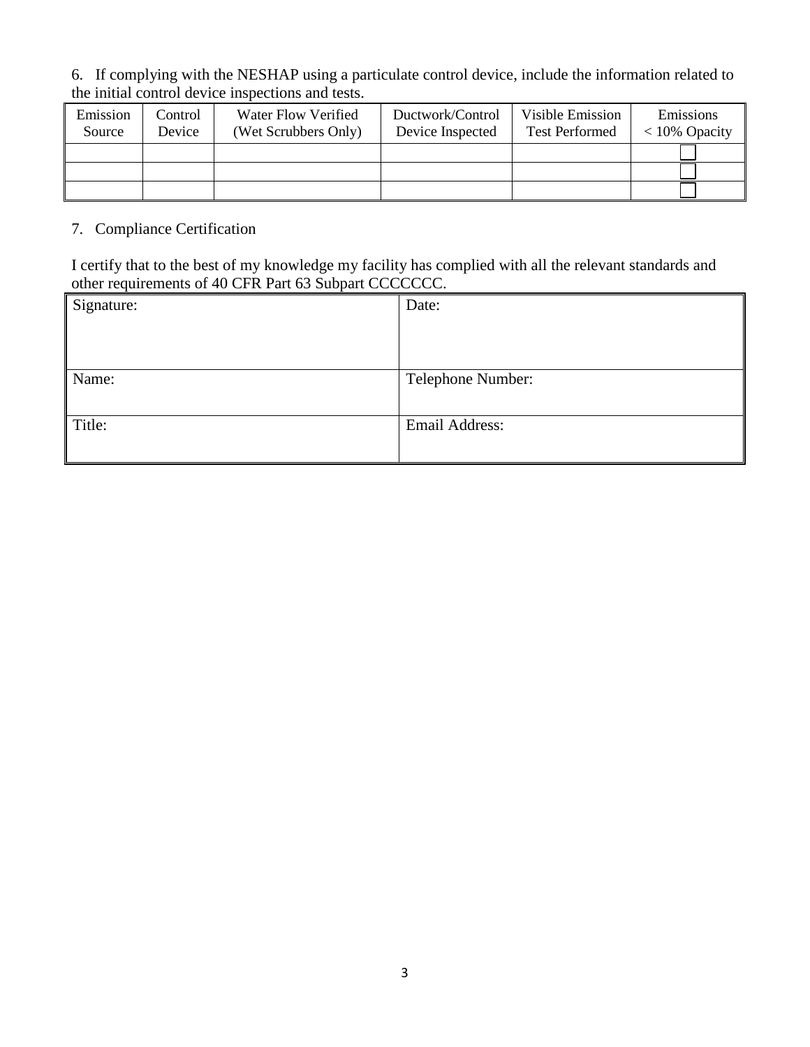6. If complying with the NESHAP using a particulate control device, include the information related to the initial control device inspections and tests.

| Emission Source | Control Device | Water Flow Verified (Wet Scrubbers Only) | Ductwork/Control Device Inspected | Visible Emission Test Performed | Emissions < 10% Opacity |
| --- | --- | --- | --- | --- | --- |
| | | | | | ☐ |
| | | | | | ☐ |
| | | | | | ☐ |

7. Compliance Certification

I certify that to the best of my knowledge my facility has complied with all the relevant standards and other requirements of 40 CFR Part 63 Subpart CCCCCCC.

| | |
| --- | --- |
| Signature: | Date: |
| Name: | Telephone Number: |
| Title: | Email Address: |